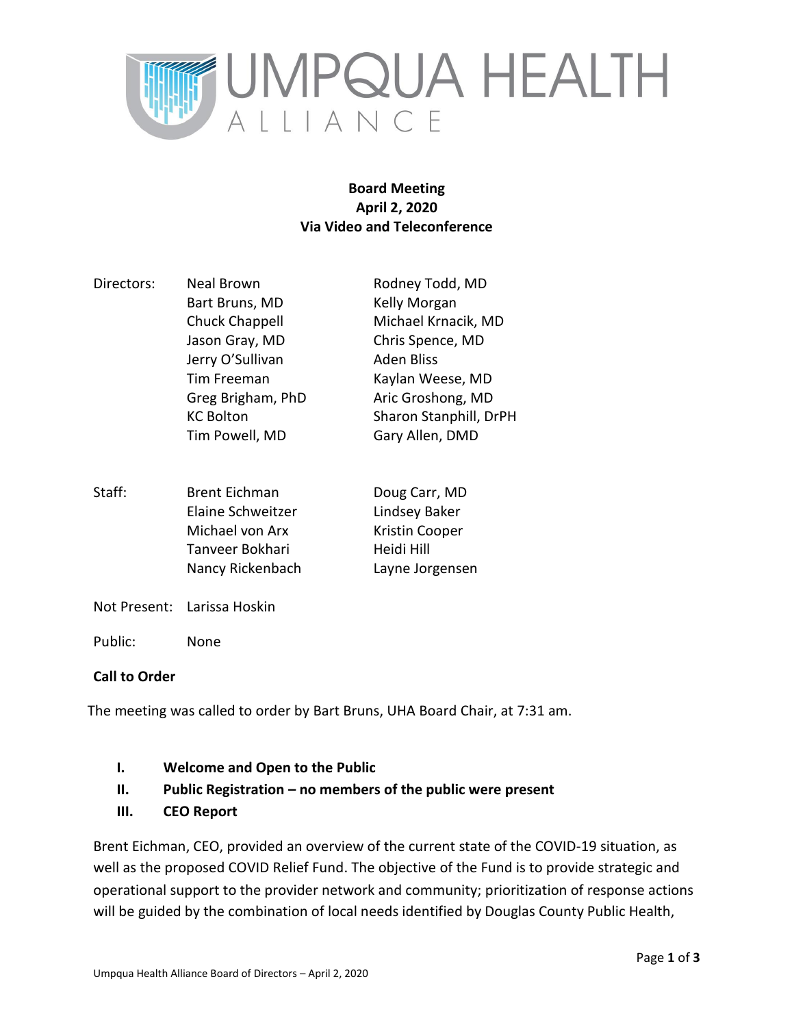UMPQUA HEALTH ALLIANCE

**Board Meeting**
**April 2, 2020**
**Via Video and Teleconference**

| | | |
|---|---|---|
| Directors: | Neal Brown | Rodney Todd, MD |
| | Bart Bruns, MD | Kelly Morgan |
| | Chuck Chappell | Michael Krnacik, MD |
| | Jason Gray, MD | Chris Spence, MD |
| | Jerry O'Sullivan | Aden Bliss |
| | Tim Freeman | Kaylan Weese, MD |
| | Greg Brigham, PhD | Aric Groshong, MD |
| | KC Bolton | Sharon Stanphill, DrPH |
| | Tim Powell, MD | Gary Allen, DMD |
| Staff: | Brent Eichman | Doug Carr, MD |
| | Elaine Schweitzer | Lindsey Baker |
| | Michael von Arx | Kristin Cooper |
| | Tanveer Bokhari | Heidi Hill |
| | Nancy Rickenbach | Layne Jorgensen |
| Not Present: | Larissa Hoskin | |
| Public: | None | |

**Call to Order**

The meeting was called to order by Bart Bruns, UHA Board Chair, at 7:31 am.

- **I. Welcome and Open to the Public**
- **II. Public Registration – no members of the public were present**
- **III. CEO Report**

Brent Eichman, CEO, provided an overview of the current state of the COVID-19 situation, as well as the proposed COVID Relief Fund. The objective of the Fund is to provide strategic and operational support to the provider network and community; prioritization of response actions will be guided by the combination of local needs identified by Douglas County Public Health,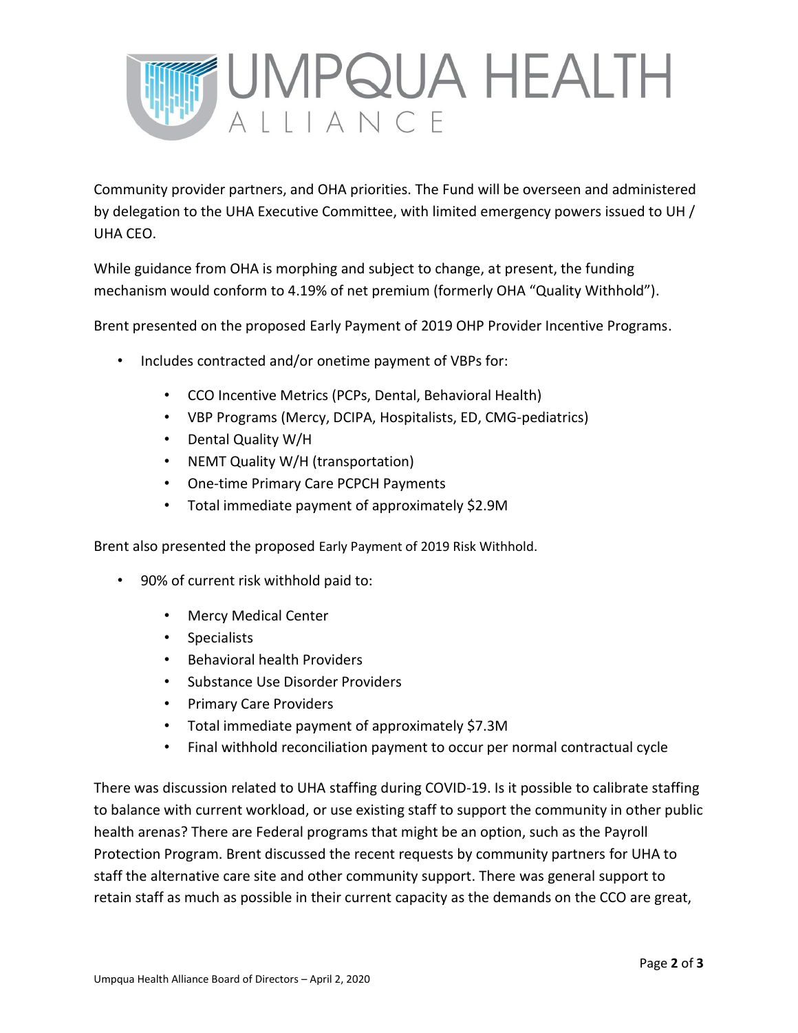Community provider partners, and OHA priorities. The Fund will be overseen and administered by delegation to the UHA Executive Committee, with limited emergency powers issued to UH / UHA CEO.

While guidance from OHA is morphing and subject to change, at present, the funding mechanism would conform to 4.19% of net premium (formerly OHA "Quality Withhold").

Brent presented on the proposed Early Payment of 2019 OHP Provider Incentive Programs.

- Includes contracted and/or onetime payment of VBPs for:
  - CCO Incentive Metrics (PCPs, Dental, Behavioral Health)
  - VBP Programs (Mercy, DCIPA, Hospitalists, ED, CMG-pediatrics)
  - Dental Quality W/H
  - NEMT Quality W/H (transportation)
  - One-time Primary Care PCPCH Payments
  - Total immediate payment of approximately $2.9M

Brent also presented the proposed Early Payment of 2019 Risk Withhold.

- 90% of current risk withhold paid to:
  - Mercy Medical Center
  - Specialists
  - Behavioral health Providers
  - Substance Use Disorder Providers
  - Primary Care Providers
  - Total immediate payment of approximately $7.3M
  - Final withhold reconciliation payment to occur per normal contractual cycle

There was discussion related to UHA staffing during COVID-19. Is it possible to calibrate staffing to balance with current workload, or use existing staff to support the community in other public health arenas? There are Federal programs that might be an option, such as the Payroll Protection Program. Brent discussed the recent requests by community partners for UHA to staff the alternative care site and other community support. There was general support to retain staff as much as possible in their current capacity as the demands on the CCO are great,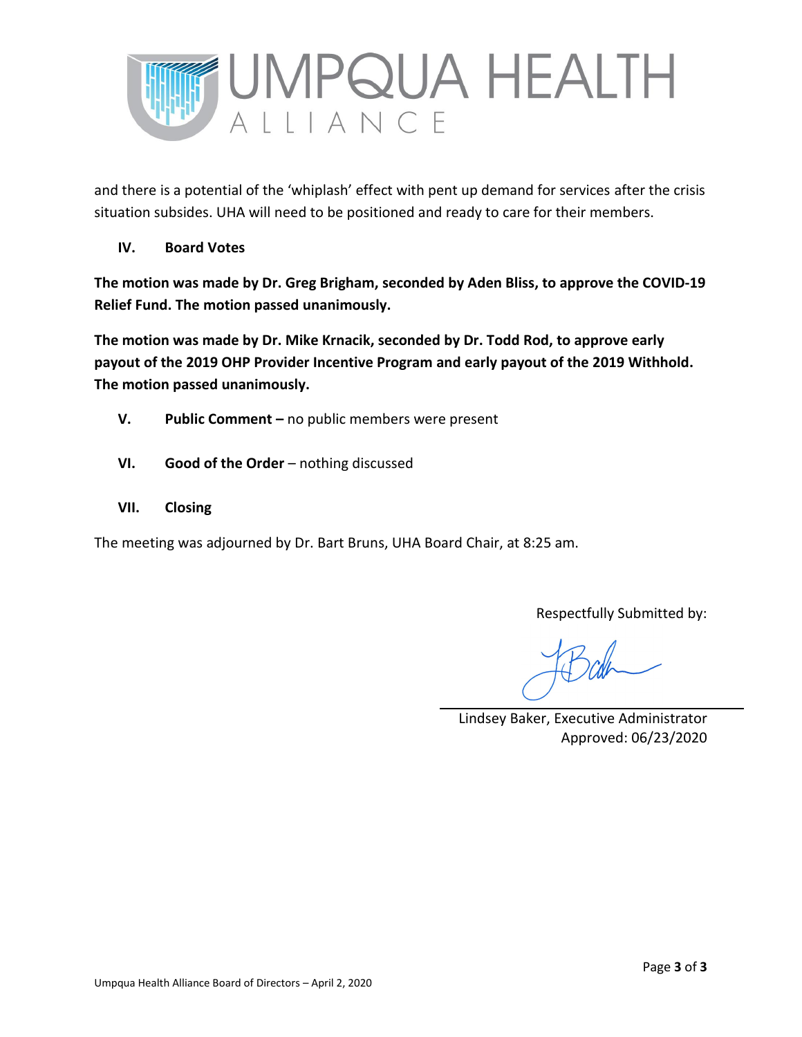and there is a potential of the 'whiplash' effect with pent up demand for services after the crisis situation subsides. UHA will need to be positioned and ready to care for their members.

## IV. Board Votes

**The motion was made by Dr. Greg Brigham, seconded by Aden Bliss, to approve the COVID-19 Relief Fund. The motion passed unanimously.**

**The motion was made by Dr. Mike Krnacik, seconded by Dr. Todd Rod, to approve early payout of the 2019 OHP Provider Incentive Program and early payout of the 2019 Withhold. The motion passed unanimously.**

## V. Public Comment – no public members were present

## VI. Good of the Order – nothing discussed

## VII. Closing

The meeting was adjourned by Dr. Bart Bruns, UHA Board Chair, at 8:25 am.

Respectfully Submitted by:

Lindsey Baker, Executive Administrator
Approved: 06/23/2020